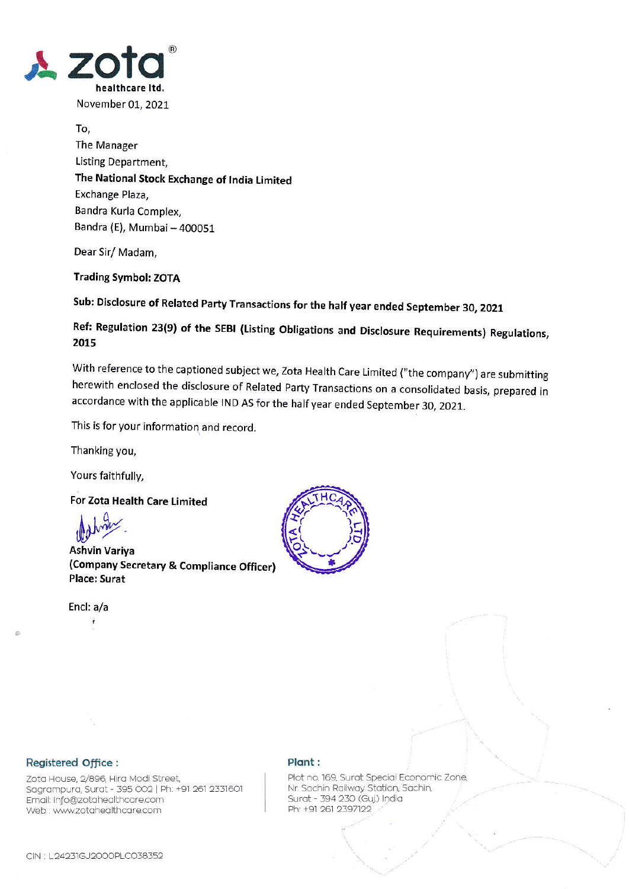**zota** healthcare ltd.

November 01, 2021

To,
The Manager
Listing Department,
**The National Stock Exchange of India Limited**
Exchange Plaza,
Bandra Kurla Complex,
Bandra (E), Mumbai – 400051

Dear Sir/ Madam,

**Trading Symbol: ZOTA**

**Sub: Disclosure of Related Party Transactions for the half year ended September 30, 2021**

**Ref: Regulation 23(9) of the SEBI (Listing Obligations and Disclosure Requirements) Regulations, 2015**

With reference to the captioned subject we, Zota Health Care Limited ("the company") are submitting herewith enclosed the disclosure of Related Party Transactions on a consolidated basis, prepared in accordance with the applicable IND AS for the half year ended September 30, 2021.

This is for your information and record.

Thanking you,

Yours faithfully,

**For Zota Health Care Limited**

**Ashvin Variya**
**(Company Secretary & Compliance Officer)**
**Place: Surat**

Encl: a/a

**Registered Office :**
Zota House, 2/896, Hira Modi Street,
Sagrampura, Surat - 395 002 | Ph: +91 261 2331601
Email: info@zotahealthcare.com
Web : www.zotahealthcare.com

**Plant :**
Plot no. 169, Surat Special Economic Zone,
Nr. Sachin Railway Station, Sachin,
Surat - 394 230 (Guj.) India
Ph: +91 261 2397122

CIN : L24231GJ2000PLC038352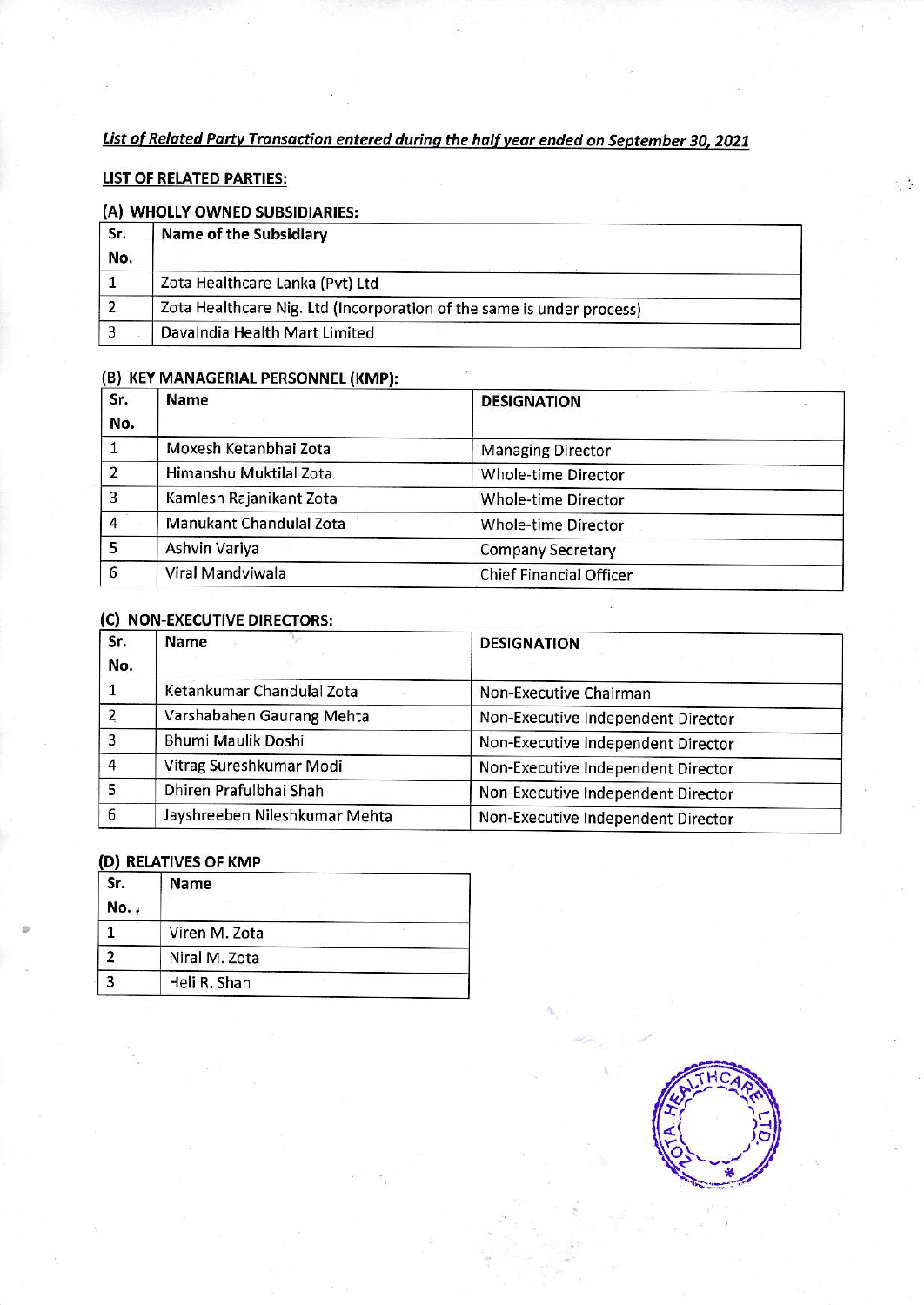***List of Related Party Transaction entered during the half year ended on September 30, 2021***

**LIST OF RELATED PARTIES:**

**(A) WHOLLY OWNED SUBSIDIARIES:**

| Sr. No. | Name of the Subsidiary |
|---|---|
| 1 | Zota Healthcare Lanka (Pvt) Ltd |
| 2 | Zota Healthcare Nig. Ltd (Incorporation of the same is under process) |
| 3 | DavaIndia Health Mart Limited |

**(B) KEY MANAGERIAL PERSONNEL (KMP):**

| Sr. No. | Name | DESIGNATION |
|---|---|---|
| 1 | Moxesh Ketanbhai Zota | Managing Director |
| 2 | Himanshu Muktilal Zota | Whole-time Director |
| 3 | Kamlesh Rajanikant Zota | Whole-time Director |
| 4 | Manukant Chandulal Zota | Whole-time Director |
| 5 | Ashvin Variya | Company Secretary |
| 6 | Viral Mandviwala | Chief Financial Officer |

**(C) NON-EXECUTIVE DIRECTORS:**

| Sr. No. | Name | DESIGNATION |
|---|---|---|
| 1 | Ketankumar Chandulal Zota | Non-Executive Chairman |
| 2 | Varshabahen Gaurang Mehta | Non-Executive Independent Director |
| 3 | Bhumi Maulik Doshi | Non-Executive Independent Director |
| 4 | Vitrag Sureshkumar Modi | Non-Executive Independent Director |
| 5 | Dhiren Prafulbhai Shah | Non-Executive Independent Director |
| 6 | Jayshreeben Nileshkumar Mehta | Non-Executive Independent Director |

**(D) RELATIVES OF KMP**

| Sr. No. | Name |
|---|---|
| 1 | Viren M. Zota |
| 2 | Niral M. Zota |
| 3 | Heli R. Shah |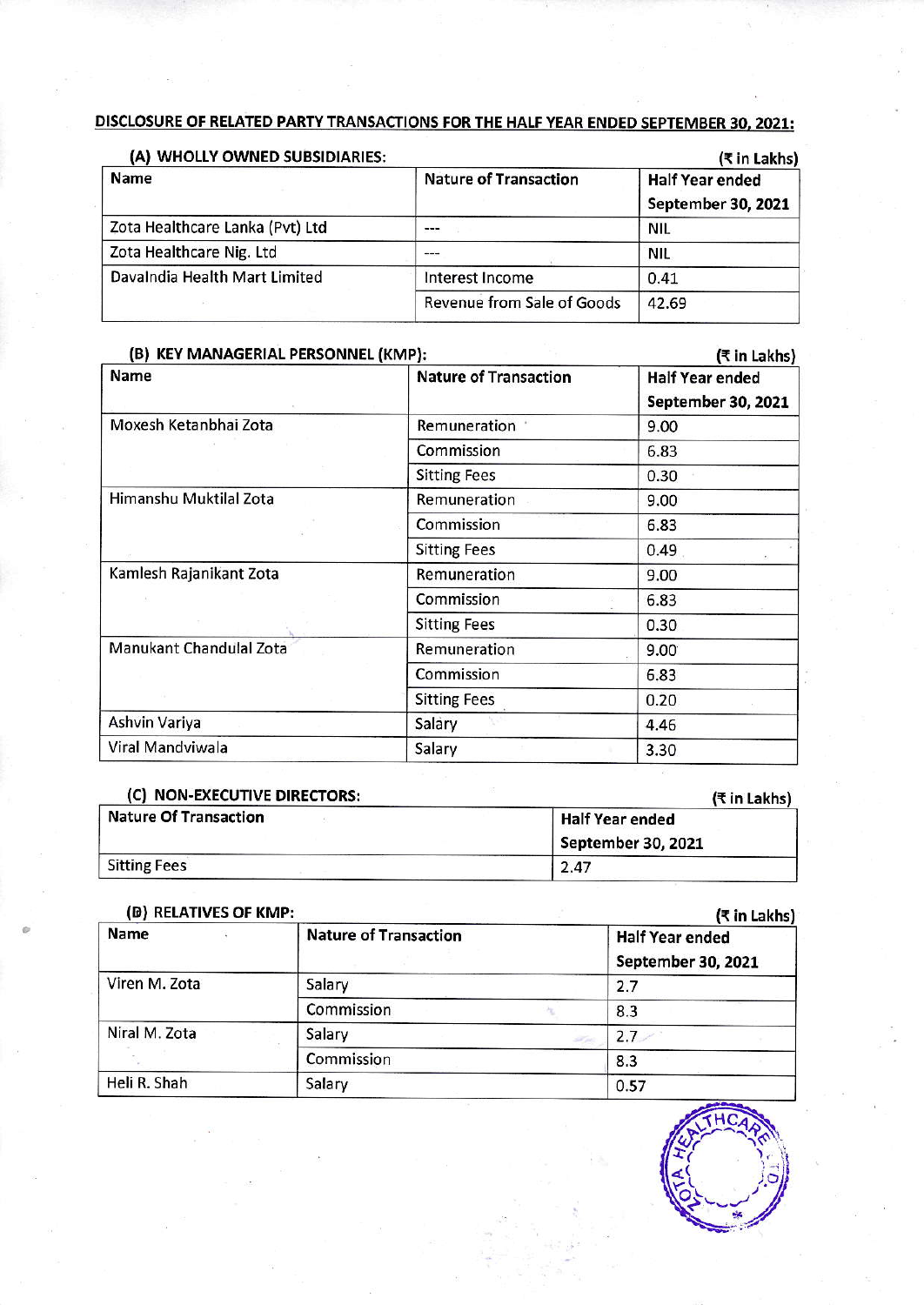## DISCLOSURE OF RELATED PARTY TRANSACTIONS FOR THE HALF YEAR ENDED SEPTEMBER 30, 2021:

### (A) WHOLLY OWNED SUBSIDIARIES:

(₹ in Lakhs)

| Name | Nature of Transaction | Half Year ended September 30, 2021 |
|---|---|---|
| Zota Healthcare Lanka (Pvt) Ltd | --- | NIL |
| Zota Healthcare Nig. Ltd | --- | NIL |
| DavaIndia Health Mart Limited | Interest Income | 0.41 |
| | Revenue from Sale of Goods | 42.69 |

### (B) KEY MANAGERIAL PERSONNEL (KMP):

(₹ in Lakhs)

| Name | Nature of Transaction | Half Year ended September 30, 2021 |
|---|---|---|
| Moxesh Ketanbhai Zota | Remuneration | 9.00 |
| | Commission | 6.83 |
| | Sitting Fees | 0.30 |
| Himanshu Muktilal Zota | Remuneration | 9.00 |
| | Commission | 6.83 |
| | Sitting Fees | 0.49 |
| Kamlesh Rajanikant Zota | Remuneration | 9.00 |
| | Commission | 6.83 |
| | Sitting Fees | 0.30 |
| Manukant Chandulal Zota | Remuneration | 9.00 |
| | Commission | 6.83 |
| | Sitting Fees | 0.20 |
| Ashvin Variya | Salary | 4.46 |
| Viral Mandviwala | Salary | 3.30 |

### (C) NON-EXECUTIVE DIRECTORS:

(₹ in Lakhs)

| Nature Of Transaction | Half Year ended September 30, 2021 |
|---|---|
| Sitting Fees | 2.47 |

### (D) RELATIVES OF KMP:

(₹ in Lakhs)

| Name | Nature of Transaction | Half Year ended September 30, 2021 |
|---|---|---|
| Viren M. Zota | Salary | 2.7 |
| | Commission | 8.3 |
| Niral M. Zota | Salary | 2.7 |
| | Commission | 8.3 |
| Heli R. Shah | Salary | 0.57 |